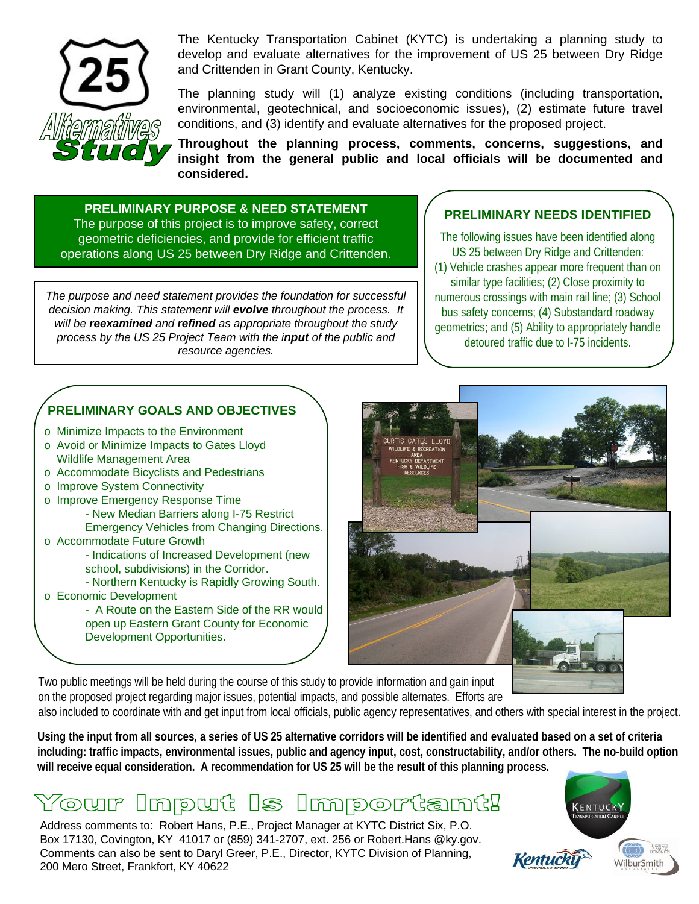25 Alternatives Study

The Kentucky Transportation Cabinet (KYTC) is undertaking a planning study to develop and evaluate alternatives for the improvement of US 25 between Dry Ridge and Crittenden in Grant County, Kentucky.

The planning study will (1) analyze existing conditions (including transportation, environmental, geotechnical, and socioeconomic issues), (2) estimate future travel conditions, and (3) identify and evaluate alternatives for the proposed project.

**Throughout the planning process, comments, concerns, suggestions, and insight from the general public and local officials will be documented and considered.**

## PRELIMINARY PURPOSE & NEED STATEMENT

The purpose of this project is to improve safety, correct geometric deficiencies, and provide for efficient traffic operations along US 25 between Dry Ridge and Crittenden.

*The purpose and need statement provides the foundation for successful decision making. This statement will **evolve** throughout the process. It will be **reexamined** and **refined** as appropriate throughout the study process by the US 25 Project Team with the i**nput** of the public and resource agencies.*

## PRELIMINARY NEEDS IDENTIFIED

The following issues have been identified along US 25 between Dry Ridge and Crittenden: (1) Vehicle crashes appear more frequent than on similar type facilities; (2) Close proximity to numerous crossings with main rail line; (3) School bus safety concerns; (4) Substandard roadway geometrics; and (5) Ability to appropriately handle detoured traffic due to I-75 incidents.

## PRELIMINARY GOALS AND OBJECTIVES

- Minimize Impacts to the Environment
- Avoid or Minimize Impacts to Gates Lloyd Wildlife Management Area
- Accommodate Bicyclists and Pedestrians
- Improve System Connectivity
- Improve Emergency Response Time
  - New Median Barriers along I-75 Restrict Emergency Vehicles from Changing Directions.
- Accommodate Future Growth
  - Indications of Increased Development (new school, subdivisions) in the Corridor.
  - Northern Kentucky is Rapidly Growing South.
- Economic Development
  - A Route on the Eastern Side of the RR would open up Eastern Grant County for Economic Development Opportunities.

Two public meetings will be held during the course of this study to provide information and gain input on the proposed project regarding major issues, potential impacts, and possible alternates. Efforts are also included to coordinate with and get input from local officials, public agency representatives, and others with special interest in the project.

**Using the input from all sources, a series of US 25 alternative corridors will be identified and evaluated based on a set of criteria including: traffic impacts, environmental issues, public and agency input, cost, constructability, and/or others. The no-build option will receive equal consideration. A recommendation for US 25 will be the result of this planning process.**

# Your Input Is Important!

Address comments to: Robert Hans, P.E., Project Manager at KYTC District Six, P.O. Box 17130, Covington, KY 41017 or (859) 341-2707, ext. 256 or Robert.Hans @ky.gov. Comments can also be sent to Daryl Greer, P.E., Director, KYTC Division of Planning, 200 Mero Street, Frankfort, KY 40622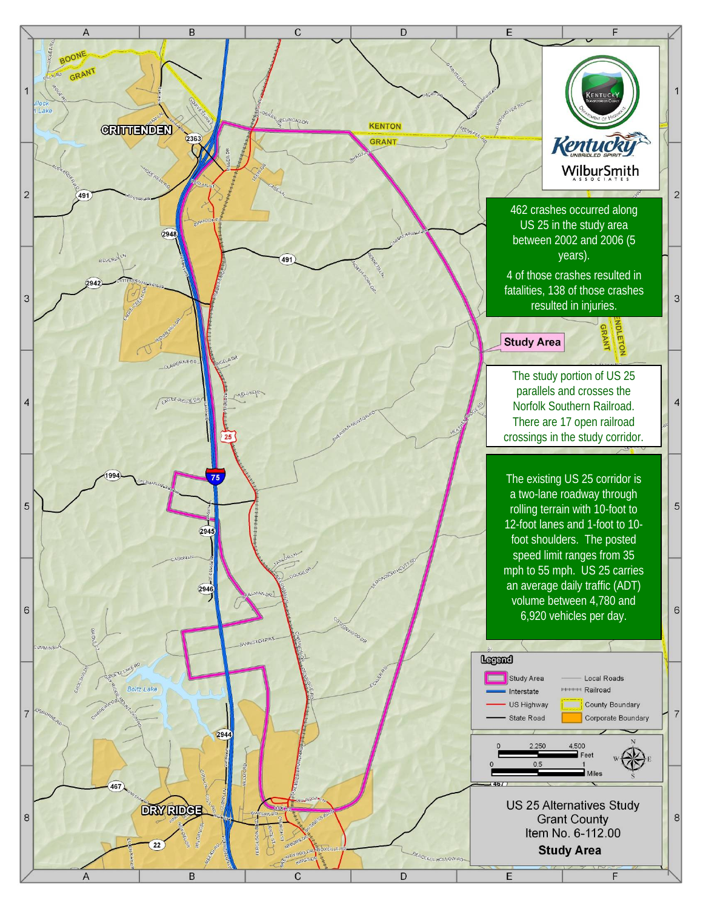462 crashes occurred along US 25 in the study area between 2002 and 2006 (5 years).

4 of those crashes resulted in fatalities, 138 of those crashes resulted in injuries.

Study Area

The study portion of US 25 parallels and crosses the Norfolk Southern Railroad. There are 17 open railroad crossings in the study corridor.

The existing US 25 corridor is a two-lane roadway through rolling terrain with 10-foot to 12-foot lanes and 1-foot to 10-foot shoulders. The posted speed limit ranges from 35 mph to 55 mph. US 25 carries an average daily traffic (ADT) volume between 4,780 and 6,920 vehicles per day.

**Legend**

- Study Area
- Interstate
- US Highway
- State Road
- Local Roads
- Railroad
- County Boundary
- Corporate Boundary

0 2,250 4,500 Feet

0 0.5 1 Miles

US 25 Alternatives Study
Grant County
Item No. 6-112.00
**Study Area**

Kentucky Transportation Cabinet, Department of Highways
Kentucky Unbridled Spirit
WilburSmith Associates